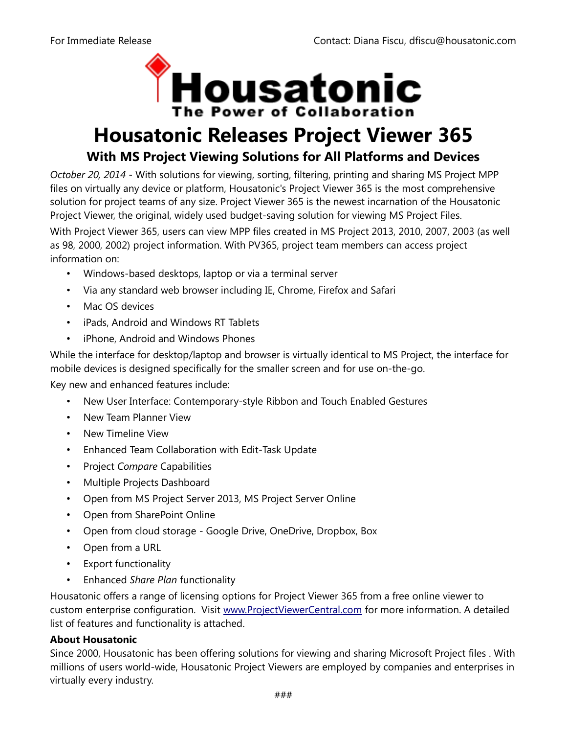For Immediate Release

Contact: Diana Fiscu, dfiscu@housatonic.com

Housatonic
The Power of Collaboration

# Housatonic Releases Project Viewer 365

## With MS Project Viewing Solutions for All Platforms and Devices

*October 20, 2014* - With solutions for viewing, sorting, filtering, printing and sharing MS Project MPP files on virtually any device or platform, Housatonic's Project Viewer 365 is the most comprehensive solution for project teams of any size. Project Viewer 365 is the newest incarnation of the Housatonic Project Viewer, the original, widely used budget-saving solution for viewing MS Project Files.

With Project Viewer 365, users can view MPP files created in MS Project 2013, 2010, 2007, 2003 (as well as 98, 2000, 2002) project information. With PV365, project team members can access project information on:

- Windows-based desktops, laptop or via a terminal server
- Via any standard web browser including IE, Chrome, Firefox and Safari
- Mac OS devices
- iPads, Android and Windows RT Tablets
- iPhone, Android and Windows Phones

While the interface for desktop/laptop and browser is virtually identical to MS Project, the interface for mobile devices is designed specifically for the smaller screen and for use on-the-go.

Key new and enhanced features include:

- New User Interface: Contemporary-style Ribbon and Touch Enabled Gestures
- New Team Planner View
- New Timeline View
- Enhanced Team Collaboration with Edit-Task Update
- Project *Compare* Capabilities
- Multiple Projects Dashboard
- Open from MS Project Server 2013, MS Project Server Online
- Open from SharePoint Online
- Open from cloud storage - Google Drive, OneDrive, Dropbox, Box
- Open from a URL
- Export functionality
- Enhanced *Share Plan* functionality

Housatonic offers a range of licensing options for Project Viewer 365 from a free online viewer to custom enterprise configuration. Visit www.ProjectViewerCentral.com for more information. A detailed list of features and functionality is attached.

**About Housatonic**

Since 2000, Housatonic has been offering solutions for viewing and sharing Microsoft Project files . With millions of users world-wide, Housatonic Project Viewers are employed by companies and enterprises in virtually every industry.

###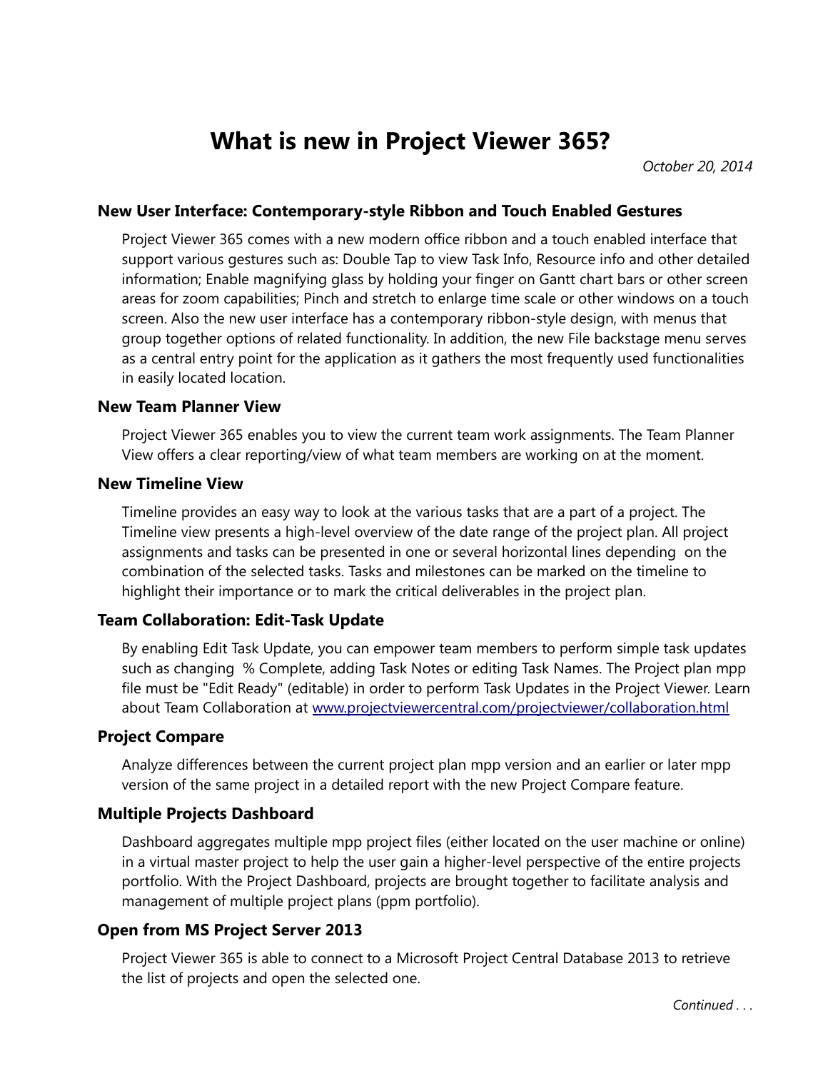# What is new in Project Viewer 365?

*October 20, 2014*

### New User Interface: Contemporary-style Ribbon and Touch Enabled Gestures

Project Viewer 365 comes with a new modern office ribbon and a touch enabled interface that support various gestures such as: Double Tap to view Task Info, Resource info and other detailed information; Enable magnifying glass by holding your finger on Gantt chart bars or other screen areas for zoom capabilities; Pinch and stretch to enlarge time scale or other windows on a touch screen. Also the new user interface has a contemporary ribbon-style design, with menus that group together options of related functionality. In addition, the new File backstage menu serves as a central entry point for the application as it gathers the most frequently used functionalities in easily located location.

### New Team Planner View

Project Viewer 365 enables you to view the current team work assignments. The Team Planner View offers a clear reporting/view of what team members are working on at the moment.

### New Timeline View

Timeline provides an easy way to look at the various tasks that are a part of a project. The Timeline view presents a high-level overview of the date range of the project plan. All project assignments and tasks can be presented in one or several horizontal lines depending on the combination of the selected tasks. Tasks and milestones can be marked on the timeline to highlight their importance or to mark the critical deliverables in the project plan.

### Team Collaboration: Edit-Task Update

By enabling Edit Task Update, you can empower team members to perform simple task updates such as changing % Complete, adding Task Notes or editing Task Names. The Project plan mpp file must be "Edit Ready" (editable) in order to perform Task Updates in the Project Viewer. Learn about Team Collaboration at [www.projectviewercentral.com/projectviewer/collaboration.html](http://www.projectviewercentral.com/projectviewer/collaboration.html)

### Project Compare

Analyze differences between the current project plan mpp version and an earlier or later mpp version of the same project in a detailed report with the new Project Compare feature.

### Multiple Projects Dashboard

Dashboard aggregates multiple mpp project files (either located on the user machine or online) in a virtual master project to help the user gain a higher-level perspective of the entire projects portfolio. With the Project Dashboard, projects are brought together to facilitate analysis and management of multiple project plans (ppm portfolio).

### Open from MS Project Server 2013

Project Viewer 365 is able to connect to a Microsoft Project Central Database 2013 to retrieve the list of projects and open the selected one.

*Continued . . .*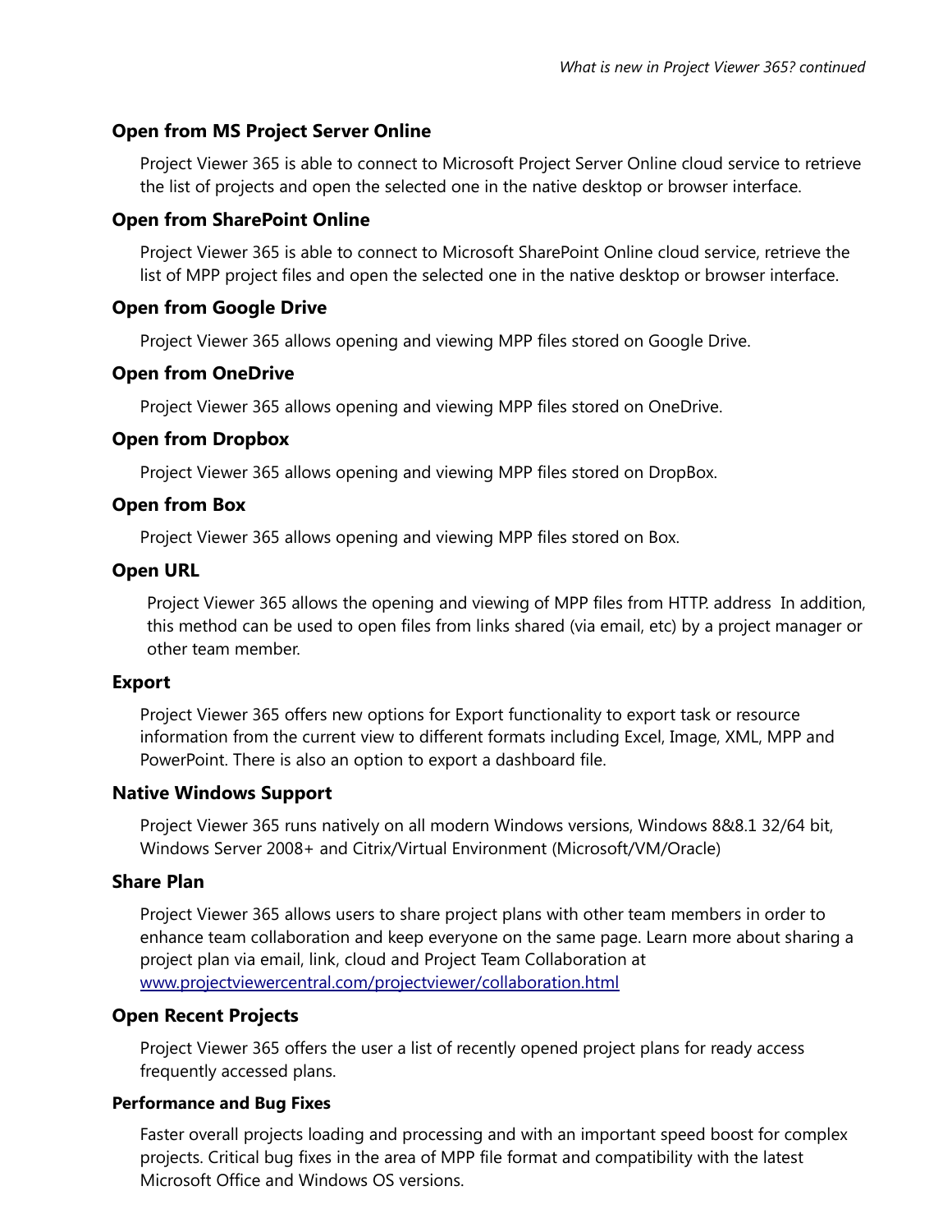### Open from MS Project Server Online

Project Viewer 365 is able to connect to Microsoft Project Server Online cloud service to retrieve the list of projects and open the selected one in the native desktop or browser interface.

### Open from SharePoint Online

Project Viewer 365 is able to connect to Microsoft SharePoint Online cloud service, retrieve the list of MPP project files and open the selected one in the native desktop or browser interface.

### Open from Google Drive

Project Viewer 365 allows opening and viewing MPP files stored on Google Drive.

### Open from OneDrive

Project Viewer 365 allows opening and viewing MPP files stored on OneDrive.

### Open from Dropbox

Project Viewer 365 allows opening and viewing MPP files stored on DropBox.

### Open from Box

Project Viewer 365 allows opening and viewing MPP files stored on Box.

### Open URL

Project Viewer 365 allows the opening and viewing of MPP files from HTTP. address  In addition, this method can be used to open files from links shared (via email, etc) by a project manager or other team member.

### Export

Project Viewer 365 offers new options for Export functionality to export task or resource information from the current view to different formats including Excel, Image, XML, MPP and PowerPoint. There is also an option to export a dashboard file.

### Native Windows Support

Project Viewer 365 runs natively on all modern Windows versions, Windows 8&8.1 32/64 bit, Windows Server 2008+ and Citrix/Virtual Environment (Microsoft/VM/Oracle)

### Share Plan

Project Viewer 365 allows users to share project plans with other team members in order to enhance team collaboration and keep everyone on the same page. Learn more about sharing a project plan via email, link, cloud and Project Team Collaboration at [www.projectviewercentral.com/projectviewer/collaboration.html](www.projectviewercentral.com/projectviewer/collaboration.html)

### Open Recent Projects

Project Viewer 365 offers the user a list of recently opened project plans for ready access frequently accessed plans.

### Performance and Bug Fixes

Faster overall projects loading and processing and with an important speed boost for complex projects. Critical bug fixes in the area of MPP file format and compatibility with the latest Microsoft Office and Windows OS versions.